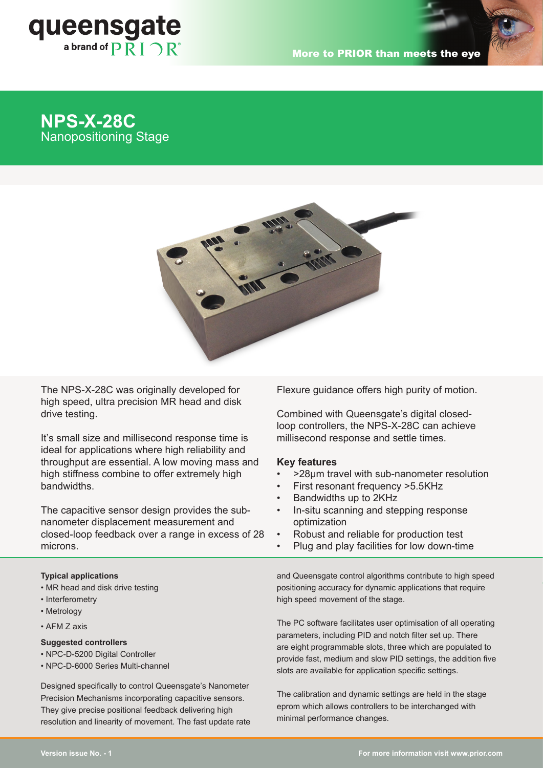queensgate
a brand of PRIOR

More to PRIOR than meets the eye

# NPS-X-28C

## Nanopositioning Stage

The NPS-X-28C was originally developed for high speed, ultra precision MR head and disk drive testing.

It's small size and millisecond response time is ideal for applications where high reliability and throughput are essential. A low moving mass and high stiffness combine to offer extremely high bandwidths.

The capacitive sensor design provides the sub-nanometer displacement measurement and closed-loop feedback over a range in excess of 28 microns.

Flexure guidance offers high purity of motion.

Combined with Queensgate's digital closed-loop controllers, the NPS-X-28C can achieve millisecond response and settle times.

### Key features

- >28µm travel with sub-nanometer resolution
- First resonant frequency >5.5KHz
- Bandwidths up to 2KHz
- In-situ scanning and stepping response optimization
- Robust and reliable for production test
- Plug and play facilities for low down-time

**Typical applications**

- MR head and disk drive testing
- Interferometry
- Metrology
- AFM Z axis

**Suggested controllers**

- NPC-D-5200 Digital Controller
- NPC-D-6000 Series Multi-channel

Designed specifically to control Queensgate's Nanometer Precision Mechanisms incorporating capacitive sensors. They give precise positional feedback delivering high resolution and linearity of movement. The fast update rate and Queensgate control algorithms contribute to high speed positioning accuracy for dynamic applications that require high speed movement of the stage.

The PC software facilitates user optimisation of all operating parameters, including PID and notch filter set up. There are eight programmable slots, three which are populated to provide fast, medium and slow PID settings, the addition five slots are available for application specific settings.

The calibration and dynamic settings are held in the stage eprom which allows controllers to be interchanged with minimal performance changes.

Version issue No. - 1

For more information visit www.prior.com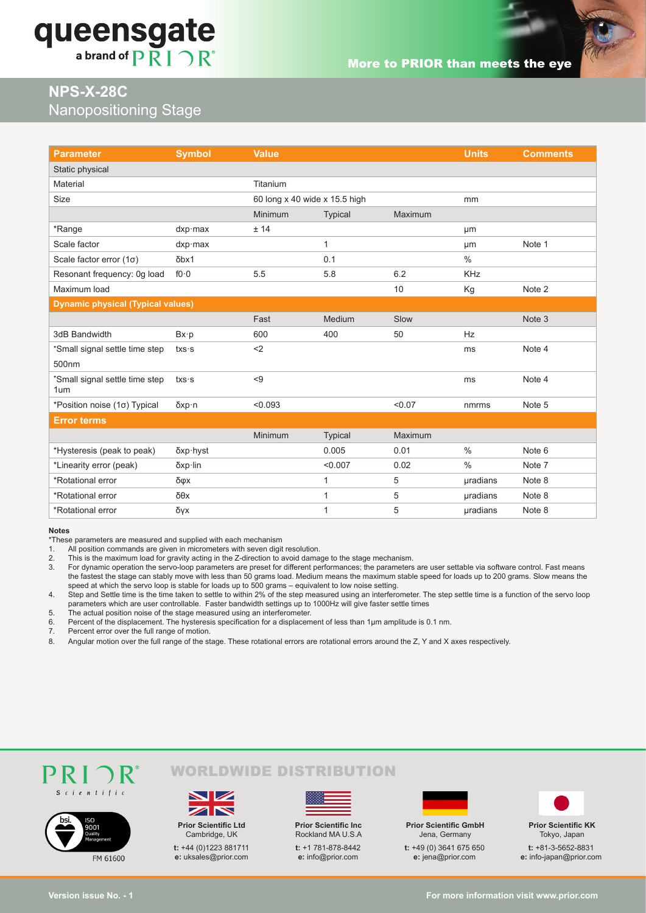# NPS-X-28C

## Nanopositioning Stage

| Parameter | Symbol | Value | | | Units | Comments |
|---|---|---|---|---|---|---|
| Static physical | | | | | | |
| Material | | Titanium | | | | |
| Size | | 60 long x 40 wide x 15.5 high | | | mm | |
| | | Minimum | Typical | Maximum | | |
| *Range | dxp·max | ± 14 | | | μm | |
| Scale factor | dxp·max | | 1 | | μm | Note 1 |
| Scale factor error (1σ) | δbx1 | | 0.1 | | % | |
| Resonant frequency: 0g load | f0·0 | 5.5 | 5.8 | 6.2 | KHz | |
| Maximum load | | | | 10 | Kg | Note 2 |
| **Dynamic physical (Typical values)** | | | | | | |
| | | Fast | Medium | Slow | | Note 3 |
| 3dB Bandwidth | Bx·p | 600 | 400 | 50 | Hz | |
| *Small signal settle time step 500nm | txs·s | <2 | | | ms | Note 4 |
| *Small signal settle time step 1um | txs·s | <9 | | | ms | Note 4 |
| *Position noise (1σ) Typical | δxp·n | <0.093 | | <0.07 | nmrms | Note 5 |
| **Error terms** | | | | | | |
| | | Minimum | Typical | Maximum | | |
| *Hysteresis (peak to peak) | δxp·hyst | | 0.005 | 0.01 | % | Note 6 |
| *Linearity error (peak) | δxp·lin | | <0.007 | 0.02 | % | Note 7 |
| *Rotational error | δφx | | 1 | 5 | μradians | Note 8 |
| *Rotational error | δθx | | 1 | 5 | μradians | Note 8 |
| *Rotational error | δγx | | 1 | 5 | μradians | Note 8 |

**Notes**

*These parameters are measured and supplied with each mechanism

1. All position commands are given in micrometers with seven digit resolution.
2. This is the maximum load for gravity acting in the Z-direction to avoid damage to the stage mechanism.
3. For dynamic operation the servo-loop parameters are preset for different performances; the parameters are user settable via software control. Fast means the fastest the stage can stably move with less than 50 grams load. Medium means the maximum stable speed for loads up to 200 grams. Slow means the speed at which the servo loop is stable for loads up to 500 grams – equivalent to low noise setting.
4. Step and Settle time is the time taken to settle to within 2% of the step measured using an interferometer. The step settle time is a function of the servo loop parameters which are user controllable. Faster bandwidth settings up to 1000Hz will give faster settle times
5. The actual position noise of the stage measured using an interferometer.
6. Percent of the displacement. The hysteresis specification for a displacement of less than 1μm amplitude is 0.1 nm.
7. Percent error over the full range of motion.
8. Angular motion over the full range of the stage. These rotational errors are rotational errors around the Z, Y and X axes respectively.

## WORLDWIDE DISTRIBUTION

**Prior Scientific Ltd**
Cambridge, UK
**t:** +44 (0)1223 881711
**e:** uksales@prior.com

**Prior Scientific Inc**
Rockland MA U.S.A
**t:** +1 781-878-8442
**e:** info@prior.com

**Prior Scientific GmbH**
Jena, Germany
**t:** +49 (0) 3641 675 650
**e:** jena@prior.com

**Prior Scientific KK**
Tokyo, Japan
**t:** +81-3-5652-8831
**e:** info-japan@prior.com

FM 61600

Version issue No. - 1

For more information visit www.prior.com